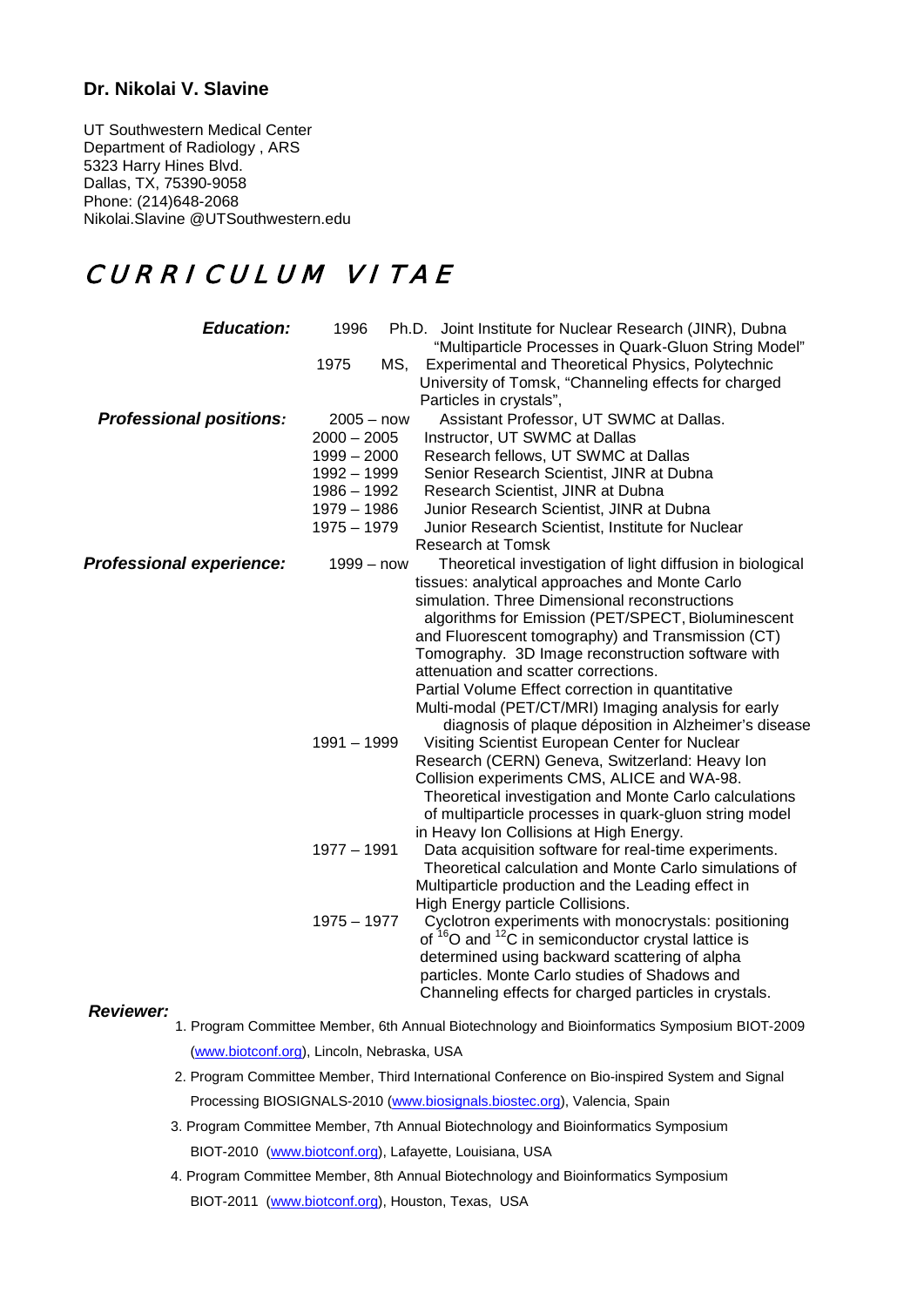**Dr. Nikolai V. Slavine**

UT Southwestern Medical Center
Department of Radiology , ARS
5323 Harry Hines Blvd.
Dallas, TX, 75390-9058
Phone: (214)648-2068
Nikolai.Slavine @UTSouthwestern.edu

# CURRICULUM VITAE

***Education:***

- 1996 Ph.D. Joint Institute for Nuclear Research (JINR), Dubna "Multiparticle Processes in Quark-Gluon String Model"
- 1975 MS, Experimental and Theoretical Physics, Polytechnic University of Tomsk, "Channeling effects for charged Particles in crystals",

***Professional positions:***

- 2005 – now Assistant Professor, UT SWMC at Dallas.
- 2000 – 2005 Instructor, UT SWMC at Dallas
- 1999 – 2000 Research fellows, UT SWMC at Dallas
- 1992 – 1999 Senior Research Scientist, JINR at Dubna
- 1986 – 1992 Research Scientist, JINR at Dubna
- 1979 – 1986 Junior Research Scientist, JINR at Dubna
- 1975 – 1979 Junior Research Scientist, Institute for Nuclear Research at Tomsk

***Professional experience:***

- 1999 – now Theoretical investigation of light diffusion in biological tissues: analytical approaches and Monte Carlo simulation. Three Dimensional reconstructions algorithms for Emission (PET/SPECT, Bioluminescent and Fluorescent tomography) and Transmission (CT) Tomography. 3D Image reconstruction software with attenuation and scatter corrections. Partial Volume Effect correction in quantitative Multi-modal (PET/CT/MRI) Imaging analysis for early diagnosis of plaque déposition in Alzheimer's disease
- 1991 – 1999 Visiting Scientist European Center for Nuclear Research (CERN) Geneva, Switzerland: Heavy Ion Collision experiments CMS, ALICE and WA-98. Theoretical investigation and Monte Carlo calculations of multiparticle processes in quark-gluon string model in Heavy Ion Collisions at High Energy.
- 1977 – 1991 Data acquisition software for real-time experiments. Theoretical calculation and Monte Carlo simulations of Multiparticle production and the Leading effect in High Energy particle Collisions.
- 1975 – 1977 Cyclotron experiments with monocrystals: positioning of $^{16}O$ and $^{12}C$ in semiconductor crystal lattice is determined using backward scattering of alpha particles. Monte Carlo studies of Shadows and Channeling effects for charged particles in crystals.

***Reviewer:***

1. Program Committee Member, 6th Annual Biotechnology and Bioinformatics Symposium BIOT-2009 (www.biotconf.org), Lincoln, Nebraska, USA
2. Program Committee Member, Third International Conference on Bio-inspired System and Signal Processing BIOSIGNALS-2010 (www.biosignals.biostec.org), Valencia, Spain
3. Program Committee Member, 7th Annual Biotechnology and Bioinformatics Symposium BIOT-2010 (www.biotconf.org), Lafayette, Louisiana, USA
4. Program Committee Member, 8th Annual Biotechnology and Bioinformatics Symposium BIOT-2011 (www.biotconf.org), Houston, Texas, USA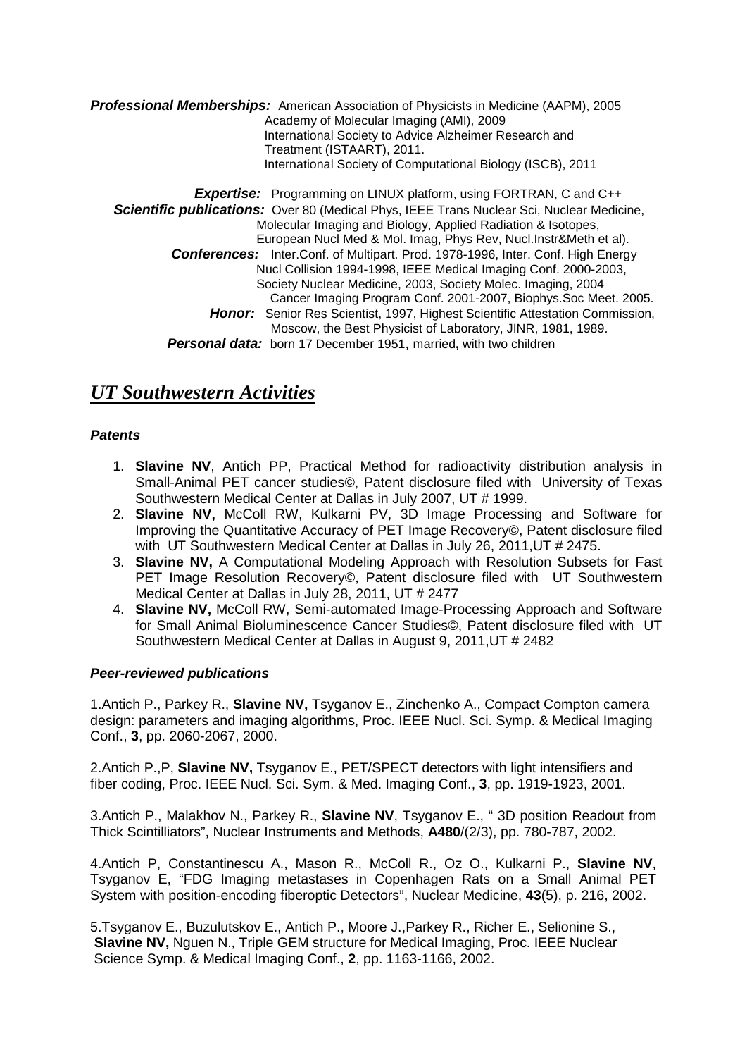***Professional Memberships:*** American Association of Physicists in Medicine (AAPM), 2005
Academy of Molecular Imaging (AMI), 2009
International Society to Advice Alzheimer Research and Treatment (ISTAART), 2011.
International Society of Computational Biology (ISCB), 2011

***Expertise:*** Programming on LINUX platform, using FORTRAN, C and C++

***Scientific publications:*** Over 80 (Medical Phys, IEEE Trans Nuclear Sci, Nuclear Medicine, Molecular Imaging and Biology, Applied Radiation & Isotopes, European Nucl Med & Mol. Imag, Phys Rev, Nucl.Instr&Meth et al).

***Conferences:*** Inter.Conf. of Multipart. Prod. 1978-1996, Inter. Conf. High Energy Nucl Collision 1994-1998, IEEE Medical Imaging Conf. 2000-2003, Society Nuclear Medicine, 2003, Society Molec. Imaging, 2004 Cancer Imaging Program Conf. 2001-2007, Biophys.Soc Meet. 2005.

***Honor:*** Senior Res Scientist, 1997, Highest Scientific Attestation Commission, Moscow, the Best Physicist of Laboratory, JINR, 1981, 1989.

***Personal data:*** born 17 December 1951, married**,** with two children

# ***UT Southwestern Activities***

***Patents***

1. **Slavine NV**, Antich PP, Practical Method for radioactivity distribution analysis in Small-Animal PET cancer studies©, Patent disclosure filed with University of Texas Southwestern Medical Center at Dallas in July 2007, UT # 1999.
2. **Slavine NV,** McColl RW, Kulkarni PV, 3D Image Processing and Software for Improving the Quantitative Accuracy of PET Image Recovery©, Patent disclosure filed with UT Southwestern Medical Center at Dallas in July 26, 2011,UT # 2475.
3. **Slavine NV,** A Computational Modeling Approach with Resolution Subsets for Fast PET Image Resolution Recovery©, Patent disclosure filed with UT Southwestern Medical Center at Dallas in July 28, 2011, UT # 2477
4. **Slavine NV,** McColl RW, Semi-automated Image-Processing Approach and Software for Small Animal Bioluminescence Cancer Studies©, Patent disclosure filed with UT Southwestern Medical Center at Dallas in August 9, 2011,UT # 2482

***Peer-reviewed publications***

1.Antich P., Parkey R., **Slavine NV,** Tsyganov E., Zinchenko A., Compact Compton camera design: parameters and imaging algorithms, Proc. IEEE Nucl. Sci. Symp. & Medical Imaging Conf., **3**, pp. 2060-2067, 2000.

2.Antich P.,P, **Slavine NV,** Tsyganov E., PET/SPECT detectors with light intensifiers and fiber coding, Proc. IEEE Nucl. Sci. Sym. & Med. Imaging Conf., **3**, pp. 1919-1923, 2001.

3.Antich P., Malakhov N., Parkey R., **Slavine NV**, Tsyganov E., " 3D position Readout from Thick Scintilliators", Nuclear Instruments and Methods, **A480**/(2/3), pp. 780-787, 2002.

4.Antich P, Constantinescu A., Mason R., McColl R., Oz O., Kulkarni P., **Slavine NV**, Tsyganov E, "FDG Imaging metastases in Copenhagen Rats on a Small Animal PET System with position-encoding fiberoptic Detectors", Nuclear Medicine, **43**(5), p. 216, 2002.

5.Tsyganov E., Buzulutskov E., Antich P., Moore J.,Parkey R., Richer E., Selionine S., **Slavine NV,** Nguen N., Triple GEM structure for Medical Imaging, Proc. IEEE Nuclear Science Symp. & Medical Imaging Conf., **2**, pp. 1163-1166, 2002.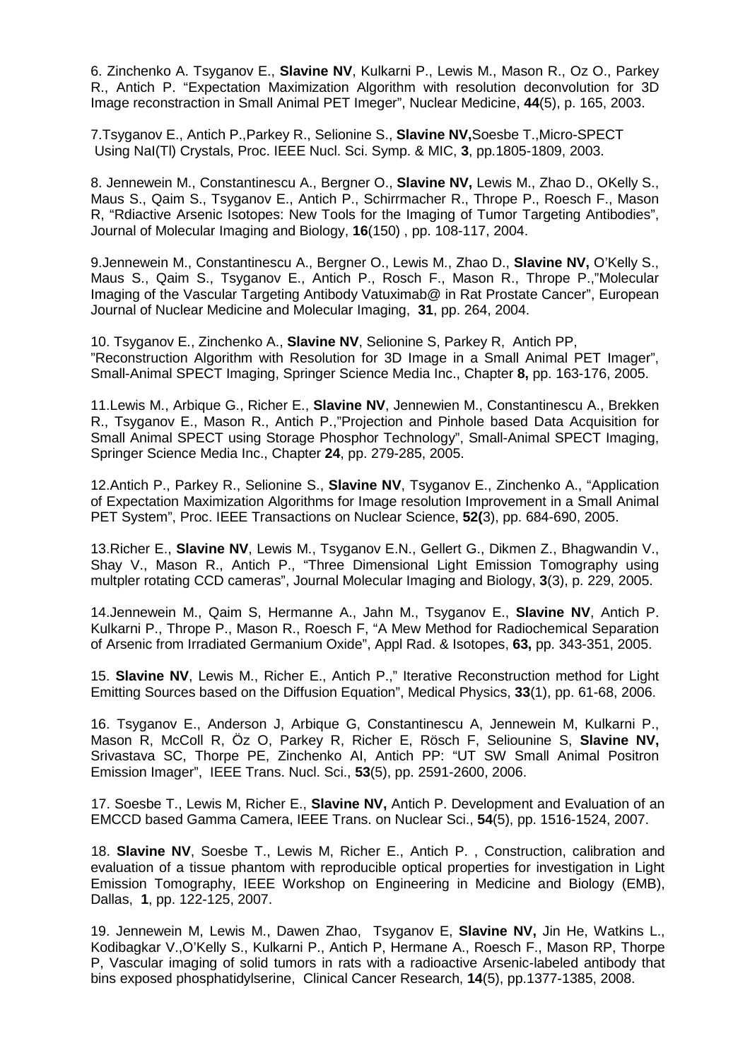6. Zinchenko A. Tsyganov E., **Slavine NV**, Kulkarni P., Lewis M., Mason R., Oz O., Parkey R., Antich P. "Expectation Maximization Algorithm with resolution deconvolution for 3D Image reconstraction in Small Animal PET Imeger", Nuclear Medicine, **44**(5), p. 165, 2003.

7.Tsyganov E., Antich P.,Parkey R., Selionine S., **Slavine NV,**Soesbe T.,Micro-SPECT Using NaI(Tl) Crystals, Proc. IEEE Nucl. Sci. Symp. & MIC, **3**, pp.1805-1809, 2003.

8. Jennewein M., Constantinescu A., Bergner O., **Slavine NV,** Lewis M., Zhao D., OKelly S., Maus S., Qaim S., Tsyganov E., Antich P., Schirrmacher R., Thrope P., Roesch F., Mason R, "Rdiactive Arsenic Isotopes: New Tools for the Imaging of Tumor Targeting Antibodies", Journal of Molecular Imaging and Biology, **16**(150) , pp. 108-117, 2004.

9.Jennewein M., Constantinescu A., Bergner O., Lewis M., Zhao D., **Slavine NV,** O'Kelly S., Maus S., Qaim S., Tsyganov E., Antich P., Rosch F., Mason R., Thrope P.,"Molecular Imaging of the Vascular Targeting Antibody Vatuximab@ in Rat Prostate Cancer", European Journal of Nuclear Medicine and Molecular Imaging, **31**, pp. 264, 2004.

10. Tsyganov E., Zinchenko A., **Slavine NV**, Selionine S, Parkey R, Antich PP, "Reconstruction Algorithm with Resolution for 3D Image in a Small Animal PET Imager", Small-Animal SPECT Imaging, Springer Science Media Inc., Chapter **8,** pp. 163-176, 2005.

11.Lewis M., Arbique G., Richer E., **Slavine NV**, Jennewien M., Constantinescu A., Brekken R., Tsyganov E., Mason R., Antich P.,"Projection and Pinhole based Data Acquisition for Small Animal SPECT using Storage Phosphor Technology", Small-Animal SPECT Imaging, Springer Science Media Inc., Chapter **24**, pp. 279-285, 2005.

12.Antich P., Parkey R., Selionine S., **Slavine NV**, Tsyganov E., Zinchenko A., "Application of Expectation Maximization Algorithms for Image resolution Improvement in a Small Animal PET System", Proc. IEEE Transactions on Nuclear Science, **52(**3), pp. 684-690, 2005.

13.Richer E., **Slavine NV**, Lewis M., Tsyganov E.N., Gellert G., Dikmen Z., Bhagwandin V., Shay V., Mason R., Antich P., "Three Dimensional Light Emission Tomography using multpler rotating CCD cameras", Journal Molecular Imaging and Biology, **3**(3), p. 229, 2005.

14.Jennewein M., Qaim S, Hermanne A., Jahn M., Tsyganov E., **Slavine NV**, Antich P. Kulkarni P., Thrope P., Mason R., Roesch F, "A Mew Method for Radiochemical Separation of Arsenic from Irradiated Germanium Oxide", Appl Rad. & Isotopes, **63,** pp. 343-351, 2005.

15. **Slavine NV**, Lewis M., Richer E., Antich P.," Iterative Reconstruction method for Light Emitting Sources based on the Diffusion Equation", Medical Physics, **33**(1), pp. 61-68, 2006.

16. Tsyganov E., Anderson J, Arbique G, Constantinescu A, Jennewein M, Kulkarni P., Mason R, McColl R, Öz O, Parkey R, Richer E, Rösch F, Seliounine S, **Slavine NV,** Srivastava SC, Thorpe PE, Zinchenko AI, Antich PP: "UT SW Small Animal Positron Emission Imager", IEEE Trans. Nucl. Sci., **53**(5), pp. 2591-2600, 2006.

17. Soesbe T., Lewis M, Richer E., **Slavine NV,** Antich P. Development and Evaluation of an EMCCD based Gamma Camera, IEEE Trans. on Nuclear Sci., **54**(5), pp. 1516-1524, 2007.

18. **Slavine NV**, Soesbe T., Lewis M, Richer E., Antich P. , Construction, calibration and evaluation of a tissue phantom with reproducible optical properties for investigation in Light Emission Tomography, IEEE Workshop on Engineering in Medicine and Biology (EMB), Dallas, **1**, pp. 122-125, 2007.

19. Jennewein M, Lewis M., Dawen Zhao, Tsyganov E, **Slavine NV,** Jin He, Watkins L., Kodibagkar V.,O'Kelly S., Kulkarni P., Antich P, Hermane A., Roesch F., Mason RP, Thorpe P, Vascular imaging of solid tumors in rats with a radioactive Arsenic-labeled antibody that bins exposed phosphatidylserine, Clinical Cancer Research, **14**(5), pp.1377-1385, 2008.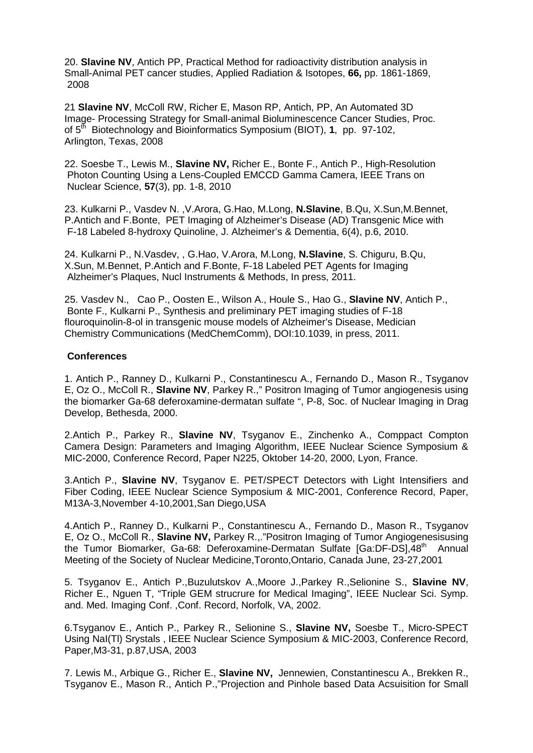20. **Slavine NV**, Antich PP, Practical Method for radioactivity distribution analysis in Small-Animal PET cancer studies, Applied Radiation & Isotopes, **66,** pp. 1861-1869, 2008

21 **Slavine NV**, McColl RW, Richer E, Mason RP, Antich, PP, An Automated 3D Image- Processing Strategy for Small-animal Bioluminescence Cancer Studies, Proc. of 5th Biotechnology and Bioinformatics Symposium (BIOT), **1**, pp. 97-102, Arlington, Texas, 2008

22. Soesbe T., Lewis M., **Slavine NV,** Richer E., Bonte F., Antich P., High-Resolution Photon Counting Using a Lens-Coupled EMCCD Gamma Camera, IEEE Trans on Nuclear Science, **57**(3), pp. 1-8, 2010

23. Kulkarni P., Vasdev N. ,V.Arora, G.Hao, M.Long, **N.Slavine**, B.Qu, X.Sun,M.Bennet, P.Antich and F.Bonte, PET Imaging of Alzheimer's Disease (AD) Transgenic Mice with F-18 Labeled 8-hydroxy Quinoline, J. Alzheimer's & Dementia, 6(4), p.6, 2010.

24. Kulkarni P., N.Vasdev, , G.Hao, V.Arora, M.Long, **N.Slavine**, S. Chiguru, B.Qu, X.Sun, M.Bennet, P.Antich and F.Bonte, F-18 Labeled PET Agents for Imaging Alzheimer's Plaques, Nucl Instruments & Methods, In press, 2011.

25. Vasdev N., Cao P., Oosten E., Wilson A., Houle S., Hao G., **Slavine NV**, Antich P., Bonte F., Kulkarni P., Synthesis and preliminary PET imaging studies of F-18 flouroquinolin-8-ol in transgenic mouse models of Alzheimer's Disease, Medician Chemistry Communications (MedChemComm), DOI:10.1039, in press, 2011.

**Conferences**

1. Antich P., Ranney D., Kulkarni P., Constantinescu A., Fernando D., Mason R., Tsyganov E, Oz O., McColl R., **Slavine NV**, Parkey R.," Positron Imaging of Tumor angiogenesis using the biomarker Ga-68 deferoxamine-dermatan sulfate ", P-8, Soc. of Nuclear Imaging in Drag Develop, Bethesda, 2000.

2.Antich P., Parkey R., **Slavine NV**, Tsyganov E., Zinchenko A., Comppact Compton Camera Design: Parameters and Imaging Algorithm, IEEE Nuclear Science Symposium & MIC-2000, Conference Record, Paper N225, Oktober 14-20, 2000, Lyon, France.

3.Antich P., **Slavine NV**, Tsyganov E. PET/SPECT Detectors with Light Intensifiers and Fiber Coding, IEEE Nuclear Science Symposium & MIC-2001, Conference Record, Paper, M13A-3,November 4-10,2001,San Diego,USA

4.Antich P., Ranney D., Kulkarni P., Constantinescu A., Fernando D., Mason R., Tsyganov E, Oz O., McColl R., **Slavine NV,** Parkey R.,."Positron Imaging of Tumor Angiogenesisusing the Tumor Biomarker, Ga-68: Deferoxamine-Dermatan Sulfate [Ga:DF-DS],48th Annual Meeting of the Society of Nuclear Medicine,Toronto,Ontario, Canada June, 23-27,2001

5. Tsyganov E., Antich P.,Buzulutskov A.,Moore J.,Parkey R.,Selionine S., **Slavine NV**, Richer E., Nguen T, "Triple GEM strucrure for Medical Imaging", IEEE Nuclear Sci. Symp. and. Med. Imaging Conf. ,Conf. Record, Norfolk, VA, 2002.

6.Tsyganov E., Antich P., Parkey R., Selionine S., **Slavine NV,** Soesbe T., Micro-SPECT Using NaI(Tl) Srystals , IEEE Nuclear Science Symposium & MIC-2003, Conference Record, Paper,M3-31, p.87,USA, 2003

7. Lewis M., Arbique G., Richer E., **Slavine NV,** Jennewien, Constantinescu A., Brekken R., Tsyganov E., Mason R., Antich P.,"Projection and Pinhole based Data Acsuisition for Small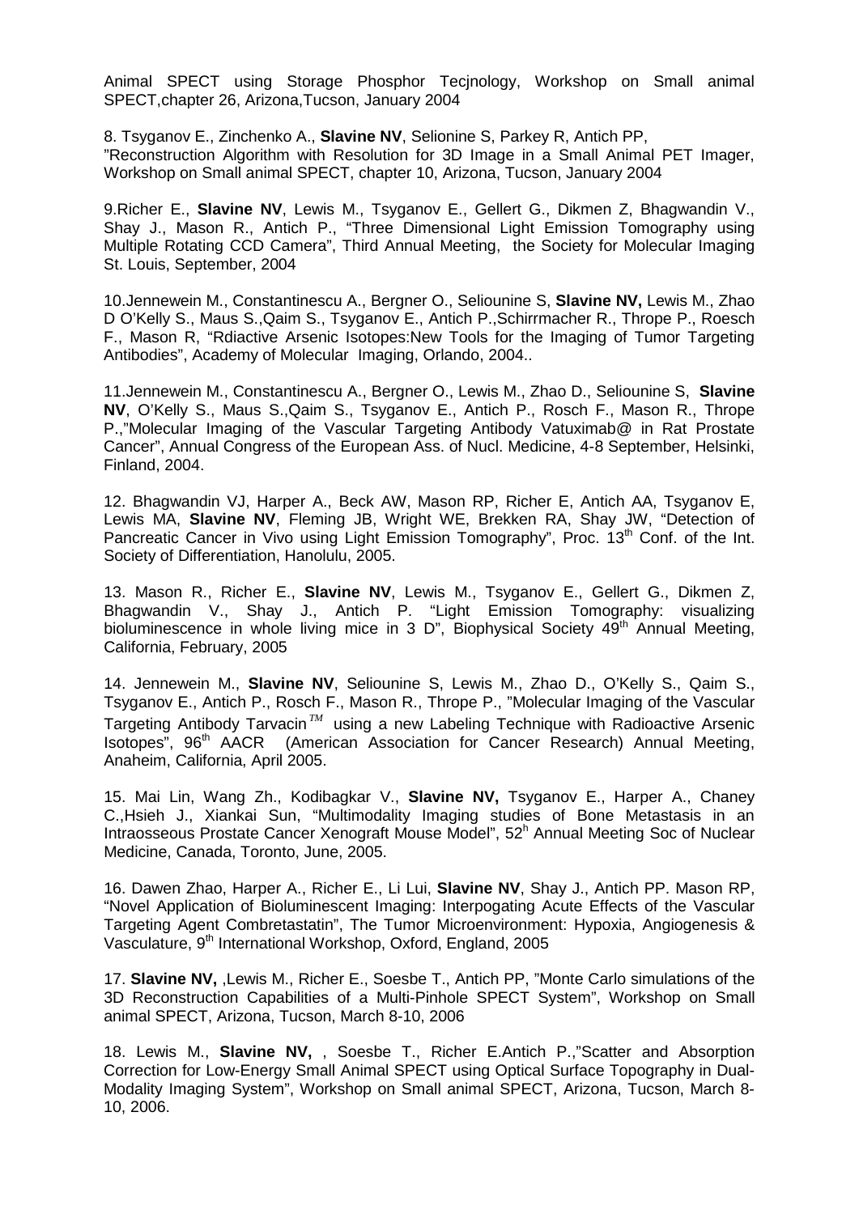Animal SPECT using Storage Phosphor Tecjnology, Workshop on Small animal SPECT,chapter 26, Arizona,Tucson, January 2004

8. Tsyganov E., Zinchenko A., **Slavine NV**, Selionine S, Parkey R, Antich PP, "Reconstruction Algorithm with Resolution for 3D Image in a Small Animal PET Imager, Workshop on Small animal SPECT, chapter 10, Arizona, Tucson, January 2004

9.Richer E., **Slavine NV**, Lewis M., Tsyganov E., Gellert G., Dikmen Z, Bhagwandin V., Shay J., Mason R., Antich P., "Three Dimensional Light Emission Tomography using Multiple Rotating CCD Camera", Third Annual Meeting, the Society for Molecular Imaging St. Louis, September, 2004

10.Jennewein M., Constantinescu A., Bergner O., Seliounine S, **Slavine NV,** Lewis M., Zhao D O'Kelly S., Maus S.,Qaim S., Tsyganov E., Antich P.,Schirrmacher R., Thrope P., Roesch F., Mason R, "Rdiactive Arsenic Isotopes:New Tools for the Imaging of Tumor Targeting Antibodies", Academy of Molecular Imaging, Orlando, 2004..

11.Jennewein M., Constantinescu A., Bergner O., Lewis M., Zhao D., Seliounine S, **Slavine NV**, O'Kelly S., Maus S.,Qaim S., Tsyganov E., Antich P., Rosch F., Mason R., Thrope P.,"Molecular Imaging of the Vascular Targeting Antibody Vatuximab@ in Rat Prostate Cancer", Annual Congress of the European Ass. of Nucl. Medicine, 4-8 September, Helsinki, Finland, 2004.

12. Bhagwandin VJ, Harper A., Beck AW, Mason RP, Richer E, Antich AA, Tsyganov E, Lewis MA, **Slavine NV**, Fleming JB, Wright WE, Brekken RA, Shay JW, "Detection of Pancreatic Cancer in Vivo using Light Emission Tomography", Proc. 13th Conf. of the Int. Society of Differentiation, Hanolulu, 2005.

13. Mason R., Richer E., **Slavine NV**, Lewis M., Tsyganov E., Gellert G., Dikmen Z, Bhagwandin V., Shay J., Antich P. "Light Emission Tomography: visualizing bioluminescence in whole living mice in 3 D", Biophysical Society 49th Annual Meeting, California, February, 2005

14. Jennewein M., **Slavine NV**, Seliounine S, Lewis M., Zhao D., O'Kelly S., Qaim S., Tsyganov E., Antich P., Rosch F., Mason R., Thrope P., "Molecular Imaging of the Vascular Targeting Antibody Tarvacin™ using a new Labeling Technique with Radioactive Arsenic Isotopes", 96th AACR (American Association for Cancer Research) Annual Meeting, Anaheim, California, April 2005.

15. Mai Lin, Wang Zh., Kodibagkar V., **Slavine NV,** Tsyganov E., Harper A., Chaney C.,Hsieh J., Xiankai Sun, "Multimodality Imaging studies of Bone Metastasis in an Intraosseous Prostate Cancer Xenograft Mouse Model", 52h Annual Meeting Soc of Nuclear Medicine, Canada, Toronto, June, 2005.

16. Dawen Zhao, Harper A., Richer E., Li Lui, **Slavine NV**, Shay J., Antich PP. Mason RP, "Novel Application of Bioluminescent Imaging: Interpogating Acute Effects of the Vascular Targeting Agent Combretastatin", The Tumor Microenvironment: Hypoxia, Angiogenesis & Vasculature, 9th International Workshop, Oxford, England, 2005

17. **Slavine NV,** ,Lewis M., Richer E., Soesbe T., Antich PP, "Monte Carlo simulations of the 3D Reconstruction Capabilities of a Multi-Pinhole SPECT System", Workshop on Small animal SPECT, Arizona, Tucson, March 8-10, 2006

18. Lewis M., **Slavine NV,** , Soesbe T., Richer E.Antich P.,"Scatter and Absorption Correction for Low-Energy Small Animal SPECT using Optical Surface Topography in Dual-Modality Imaging System", Workshop on Small animal SPECT, Arizona, Tucson, March 8-10, 2006.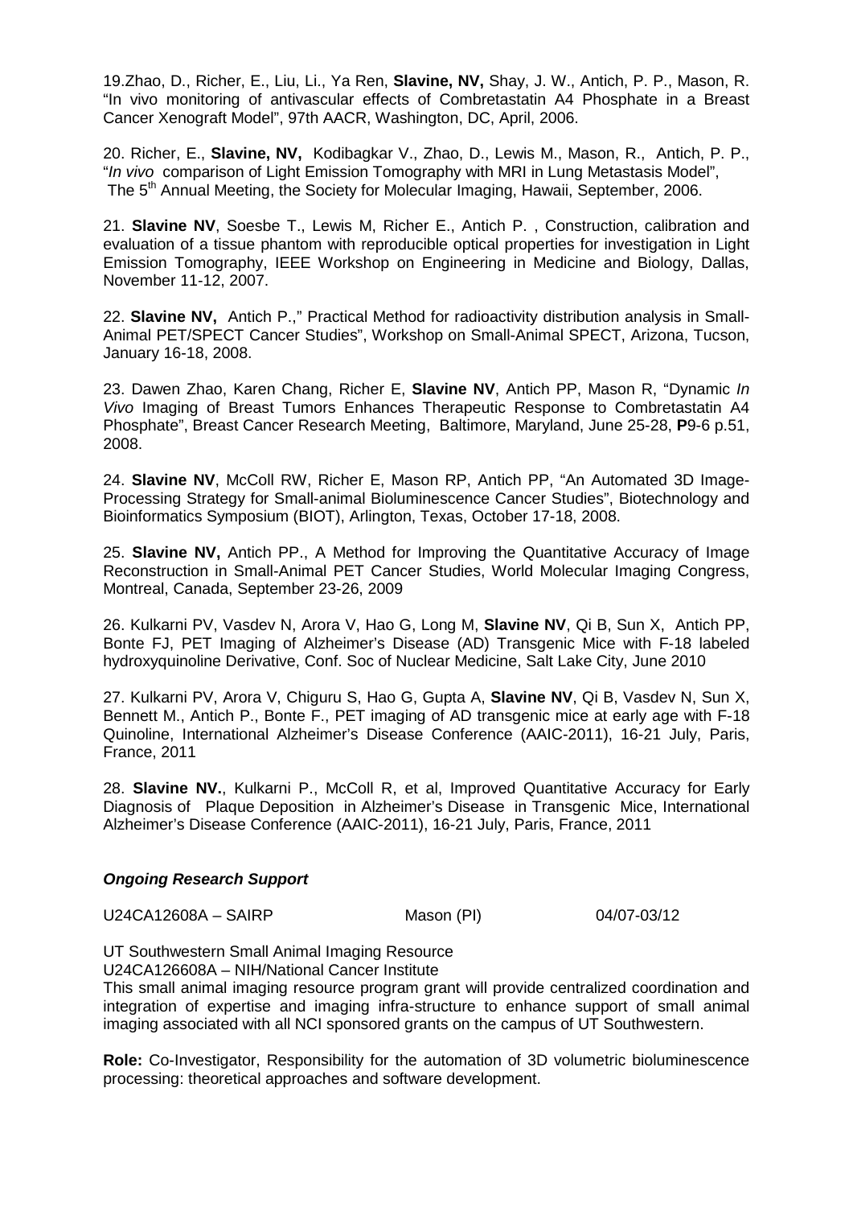19.Zhao, D., Richer, E., Liu, Li., Ya Ren, **Slavine, NV,** Shay, J. W., Antich, P. P., Mason, R. "In vivo monitoring of antivascular effects of Combretastatin A4 Phosphate in a Breast Cancer Xenograft Model", 97th AACR, Washington, DC, April, 2006.

20. Richer, E., **Slavine, NV,** Kodibagkar V., Zhao, D., Lewis M., Mason, R., Antich, P. P., "*In vivo* comparison of Light Emission Tomography with MRI in Lung Metastasis Model", The 5th Annual Meeting, the Society for Molecular Imaging, Hawaii, September, 2006.

21. **Slavine NV**, Soesbe T., Lewis M, Richer E., Antich P. , Construction, calibration and evaluation of a tissue phantom with reproducible optical properties for investigation in Light Emission Tomography, IEEE Workshop on Engineering in Medicine and Biology, Dallas, November 11-12, 2007.

22. **Slavine NV,** Antich P.," Practical Method for radioactivity distribution analysis in Small-Animal PET/SPECT Cancer Studies", Workshop on Small-Animal SPECT, Arizona, Tucson, January 16-18, 2008.

23. Dawen Zhao, Karen Chang, Richer E, **Slavine NV**, Antich PP, Mason R, "Dynamic *In Vivo* Imaging of Breast Tumors Enhances Therapeutic Response to Combretastatin A4 Phosphate", Breast Cancer Research Meeting, Baltimore, Maryland, June 25-28, **P**9-6 p.51, 2008.

24. **Slavine NV**, McColl RW, Richer E, Mason RP, Antich PP, "An Automated 3D Image-Processing Strategy for Small-animal Bioluminescence Cancer Studies", Biotechnology and Bioinformatics Symposium (BIOT), Arlington, Texas, October 17-18, 2008.

25. **Slavine NV,** Antich PP., A Method for Improving the Quantitative Accuracy of Image Reconstruction in Small-Animal PET Cancer Studies, World Molecular Imaging Congress, Montreal, Canada, September 23-26, 2009

26. Kulkarni PV, Vasdev N, Arora V, Hao G, Long M, **Slavine NV**, Qi B, Sun X, Antich PP, Bonte FJ, PET Imaging of Alzheimer's Disease (AD) Transgenic Mice with F-18 labeled hydroxyquinoline Derivative, Conf. Soc of Nuclear Medicine, Salt Lake City, June 2010

27. Kulkarni PV, Arora V, Chiguru S, Hao G, Gupta A, **Slavine NV**, Qi B, Vasdev N, Sun X, Bennett M., Antich P., Bonte F., PET imaging of AD transgenic mice at early age with F-18 Quinoline, International Alzheimer's Disease Conference (AAIC-2011), 16-21 July, Paris, France, 2011

28. **Slavine NV.**, Kulkarni P., McColl R, et al, Improved Quantitative Accuracy for Early Diagnosis of Plaque Deposition in Alzheimer's Disease in Transgenic Mice, International Alzheimer's Disease Conference (AAIC-2011), 16-21 July, Paris, France, 2011

***Ongoing Research Support***

U24CA12608A – SAIRP Mason (PI) 04/07-03/12

UT Southwestern Small Animal Imaging Resource
U24CA126608A – NIH/National Cancer Institute
This small animal imaging resource program grant will provide centralized coordination and integration of expertise and imaging infra-structure to enhance support of small animal imaging associated with all NCI sponsored grants on the campus of UT Southwestern.

**Role:** Co-Investigator, Responsibility for the automation of 3D volumetric bioluminescence processing: theoretical approaches and software development.